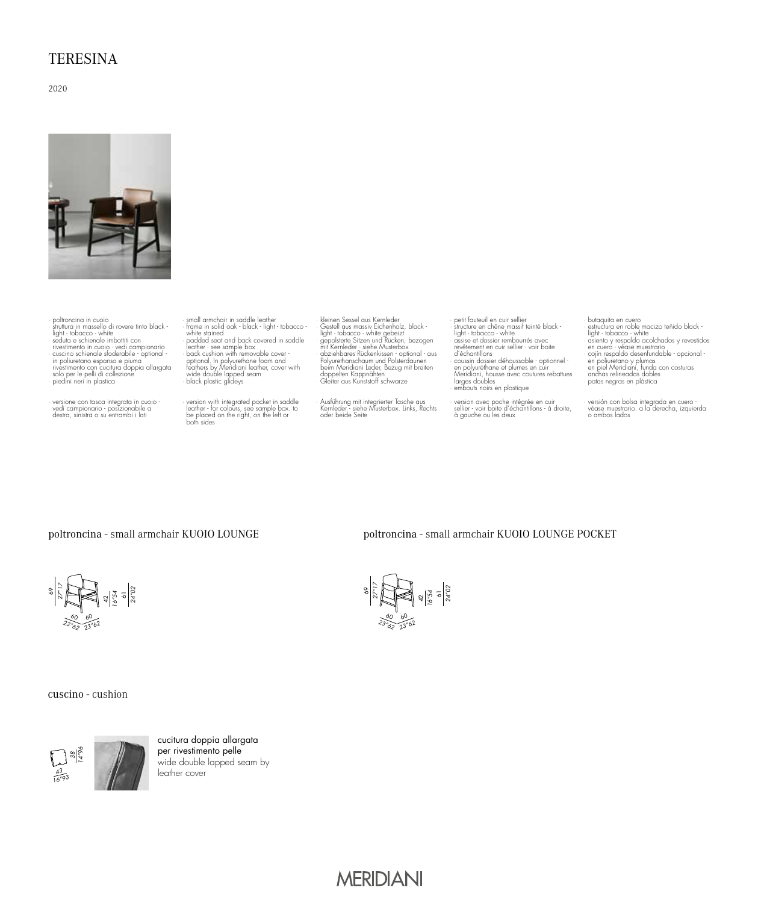# TERESINA

2020

- poltroncina in cuoio
- struttura in massello di rovere tinto black - light - tobacco - white
- seduta e schienale imbottiti con rivestimento in cuoio - vedi campionario
- cuscino schienale sfoderabile - optional - in poliuretano espanso e piuma rivestimento con cucitura doppia allargata solo per le pelli di collezione
- piedini neri in plastica

- versione con tasca integrata in cuoio - vedi campionario - posizionabile a destra, sinistra o su entrambi i lati

- small armchair in saddle leather
- frame in solid oak - black - light - tobacco - white stained
- padded seat and back covered in saddle leather - see sample box
- back cushion with removable cover - optional. In polyurethane foam and feathers by Meridiani leather, cover with wide double lapped seam
- black plastic glideys

- version with integrated pocket in saddle leather - for colours, see sample box. to be placed on the right, on the left or both sides

- kleinen Sessel aus Kernleder
- Gestell aus massiv Eichenholz, black - light - tobacco - white gebeizt
- gepolsterte Sitzen und Rücken, bezogen mit Kernleder - siehe Musterbox
- abziehbares Rückenkissen - optional - aus Polyurethanschaum und Polsterdaunen beim Meridiani Leder, Bezug mit breiten doppelten Kappnähten
- Gleiter aus Kunststoff schwarze

- Ausführung mit integrierter Tasche aus Kernleder - siehe Musterbox. Links, Rechts oder beide Seite

- petit fauteuil en cuir sellier
- structure en chêne massif teinté black - light - tobacco - white
- assise et dossier rembourrés avec revêtement en cuir sellier - voir boite d'échantillons
- coussin dossier déhoussable - optionnel - en polyuréthane et plumes en cuir Meridiani, housse avec coutures rebattues larges doubles
- embouts noirs en plastique

- version avec poche intégrée en cuir sellier - voir boite d'échantillons - à droite, à gauche ou les deux

- butaquita en cuero
- estructura en roble macizo teñido black - light - tobacco - white
- asiento y respaldo acolchados y revestidos en cuero - véase muestrario
- cojín respaldo desenfundable - opcional - en poliuretano y plumas en piel Meridiani, funda con costuras anchas relineadas dobles
- patas negras en plástica

- versión con bolsa integrada en cuero - véase muestrario. a la derecha, izquierda o ambos lados

## poltroncina - small armchair KUOIO LOUNGE

69 / 27"17 — 42 / 16"54 — 61 / 24"02 — 60 / 23"62 — 60 / 23"62

## poltroncina - small armchair KUOIO LOUNGE POCKET

69 / 27"17 — 42 / 16"54 — 61 / 24"02 — 60 / 23"62 — 60 / 23"62

## cuscino - cushion

38 / 14"96 — 43 / 16"93

cucitura doppia allargata per rivestimento pelle
wide double lapped seam by leather cover

MERIDIANI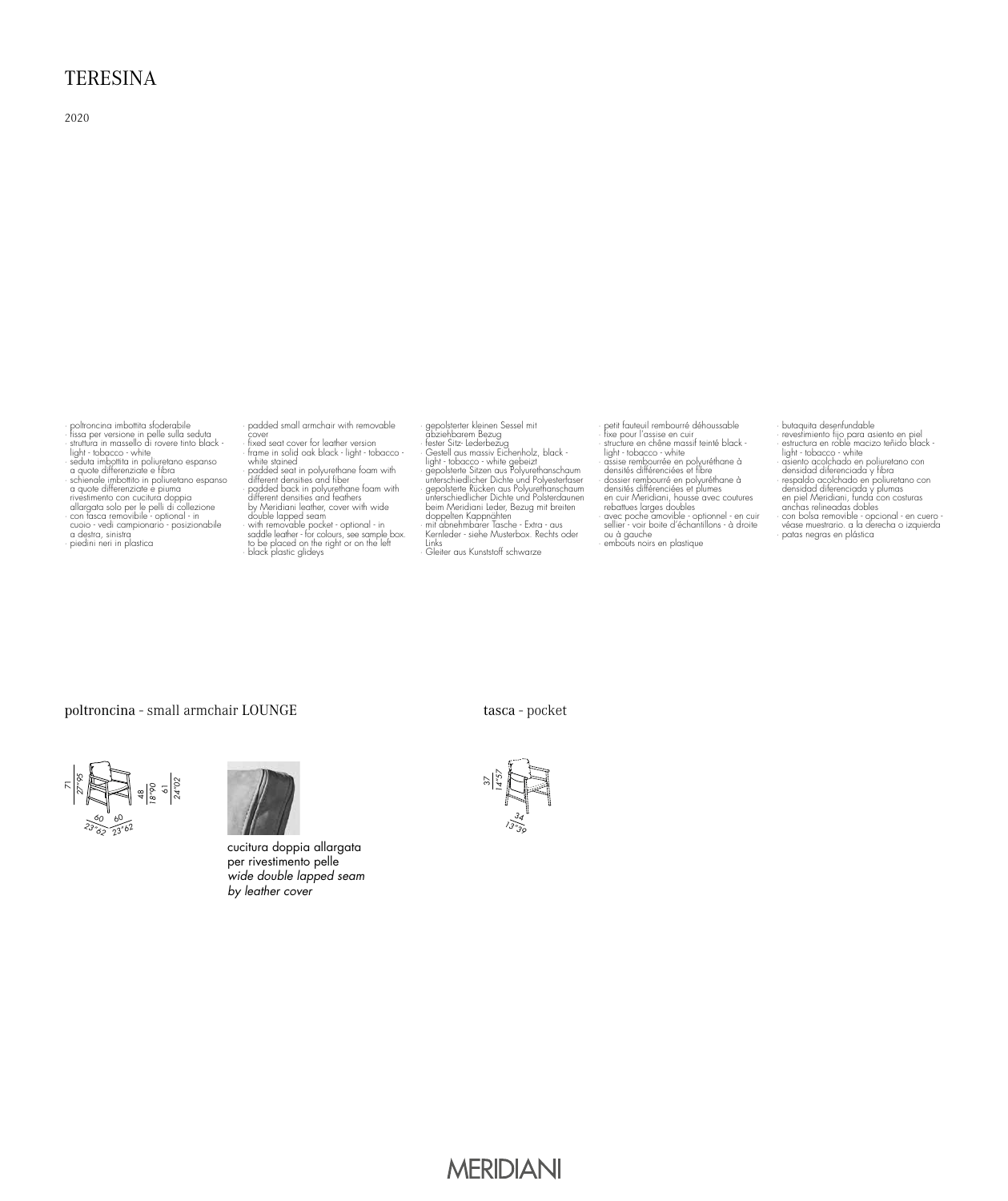# TERESINA

2020

- poltroncina imbottita sfoderabile
- fissa per versione in pelle sulla seduta
- struttura in massello di rovere tinto black - light - tobacco - white
- seduta imbottita in poliuretano espanso a quote differenziate e fibra
- schienale imbottito in poliuretano espanso a quote differenziate e piuma rivestimento con cucitura doppia allargata solo per le pelli di collezione
- con tasca removibile - optional - in cuoio - vedi campionario - posizionabile a destra, sinistra
- piedini neri in plastica

- padded small armchair with removable cover
- fixed seat cover for leather version
- frame in solid oak black - light - tobacco - white stained
- padded seat in polyurethane foam with different densities and fiber
- padded back in polyurethane foam with different densities and feathers by Meridiani leather, cover with wide double lapped seam
- with removable pocket - optional - in saddle leather - for colours, see sample box. to be placed on the right or on the left
- black plastic glideys

- gepolsterter kleinen Sessel mit abziehbarem Bezug
- fester Sitz- Lederbezug
- Gestell aus massiv Eichenholz, black - light - tobacco - white gebeizt
- gepolsterte Sitzen aus Polyurethanschaum unterschiedlicher Dichte und Polyesterfaser
- gepolsterte Rücken aus Polyurethanschaum unterschiedlicher Dichte und Polsterdaunen beim Meridiani Leder, Bezug mit breiten doppelten Kappnähten
- mit abnehmbarer Tasche - Extra - aus Kernleder - siehe Musterbox. Rechts oder Links
- Gleiter aus Kunststoff schwarze

- petit fauteuil rembourré déhoussable
- fixe pour l'assise en cuir
- structure en chêne massif teinté black - light - tobacco - white
- assise rembourrée en polyuréthane à densités différenciées et fibre
- dossier rembourré en polyuréthane à densités différenciées et plumes en cuir Meridiani, housse avec coutures rebattues larges doubles
- avec poche amovible - optionnel - en cuir sellier - voir boite d'échantillons - à droite ou à gauche
- embouts noirs en plastique

- butaquita desenfundable
- revestimiento fijo para asiento en piel
- estructura en roble macizo teñido black - light - tobacco - white
- asiento acolchado en poliuretano con densidad diferenciada y fibra
- respaldo acolchado en poliuretano con densidad diferenciada y plumas en piel Meridiani, funda con costuras anchas relineadas dobles
- con bolsa removible - opcional - en cuero - véase muestrario. a la derecha o izquierda
- patas negras en plástica

## poltroncina - small armchair LOUNGE

71
27"95
48
18"90
61
24"02
60
23"62
60
23"62

cucitura doppia allargata per rivestimento pelle
*wide double lapped seam by leather cover*

## tasca - pocket

37
14"57
34
13"39